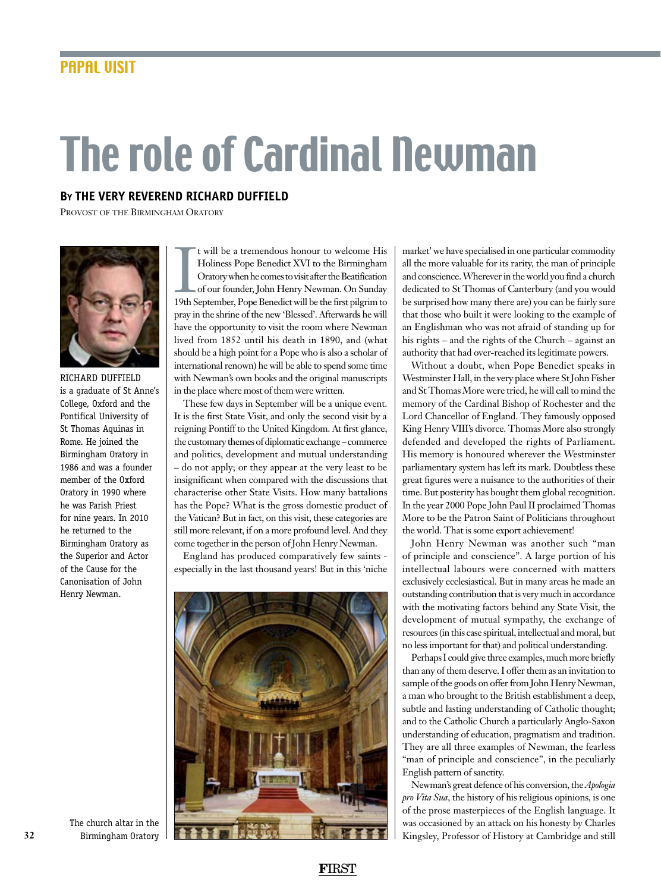PAPAL VISIT

# The role of Cardinal Newman

**By THE VERY REVEREND RICHARD DUFFIELD**

Provost of the Birmingham Oratory

RICHARD DUFFIELD is a graduate of St Anne's College, Oxford and the Pontifical University of St Thomas Aquinas in Rome. He joined the Birmingham Oratory in 1986 and was a founder member of the Oxford Oratory in 1990 where he was Parish Priest for nine years. In 2010 he returned to the Birmingham Oratory as the Superior and Actor of the Cause for the Canonisation of John Henry Newman.

It will be a tremendous honour to welcome His Holiness Pope Benedict XVI to the Birmingham Oratory when he comes to visit after the Beatification of our founder, John Henry Newman. On Sunday 19th September, Pope Benedict will be the first pilgrim to pray in the shrine of the new 'Blessed'. Afterwards he will have the opportunity to visit the room where Newman lived from 1852 until his death in 1890, and (what should be a high point for a Pope who is also a scholar of international renown) he will be able to spend some time with Newman's own books and the original manuscripts in the place where most of them were written.

These few days in September will be a unique event. It is the first State Visit, and only the second visit by a reigning Pontiff to the United Kingdom. At first glance, the customary themes of diplomatic exchange – commerce and politics, development and mutual understanding – do not apply; or they appear at the very least to be insignificant when compared with the discussions that characterise other State Visits. How many battalions has the Pope? What is the gross domestic product of the Vatican? But in fact, on this visit, these categories are still more relevant, if on a more profound level. And they come together in the person of John Henry Newman.

England has produced comparatively few saints - especially in the last thousand years! But in this 'niche market' we have specialised in one particular commodity all the more valuable for its rarity, the man of principle and conscience. Wherever in the world you find a church dedicated to St Thomas of Canterbury (and you would be surprised how many there are) you can be fairly sure that those who built it were looking to the example of an Englishman who was not afraid of standing up for his rights – and the rights of the Church – against an authority that had over-reached its legitimate powers.

Without a doubt, when Pope Benedict speaks in Westminster Hall, in the very place where St John Fisher and St Thomas More were tried, he will call to mind the memory of the Cardinal Bishop of Rochester and the Lord Chancellor of England. They famously opposed King Henry VIII's divorce. Thomas More also strongly defended and developed the rights of Parliament. His memory is honoured wherever the Westminster parliamentary system has left its mark. Doubtless these great figures were a nuisance to the authorities of their time. But posterity has bought them global recognition. In the year 2000 Pope John Paul II proclaimed Thomas More to be the Patron Saint of Politicians throughout the world. That is some export achievement!

John Henry Newman was another such "man of principle and conscience". A large portion of his intellectual labours were concerned with matters exclusively ecclesiastical. But in many areas he made an outstanding contribution that is very much in accordance with the motivating factors behind any State Visit, the development of mutual sympathy, the exchange of resources (in this case spiritual, intellectual and moral, but no less important for that) and political understanding.

Perhaps I could give three examples, much more briefly than any of them deserve. I offer them as an invitation to sample of the goods on offer from John Henry Newman, a man who brought to the British establishment a deep, subtle and lasting understanding of Catholic thought; and to the Catholic Church a particularly Anglo-Saxon understanding of education, pragmatism and tradition. They are all three examples of Newman, the fearless "man of principle and conscience", in the peculiarly English pattern of sanctity.

Newman's great defence of his conversion, the *Apologia pro Vita Sua*, the history of his religious opinions, is one of the prose masterpieces of the English language. It was occasioned by an attack on his honesty by Charles Kingsley, Professor of History at Cambridge and still

The church altar in the Birmingham Oratory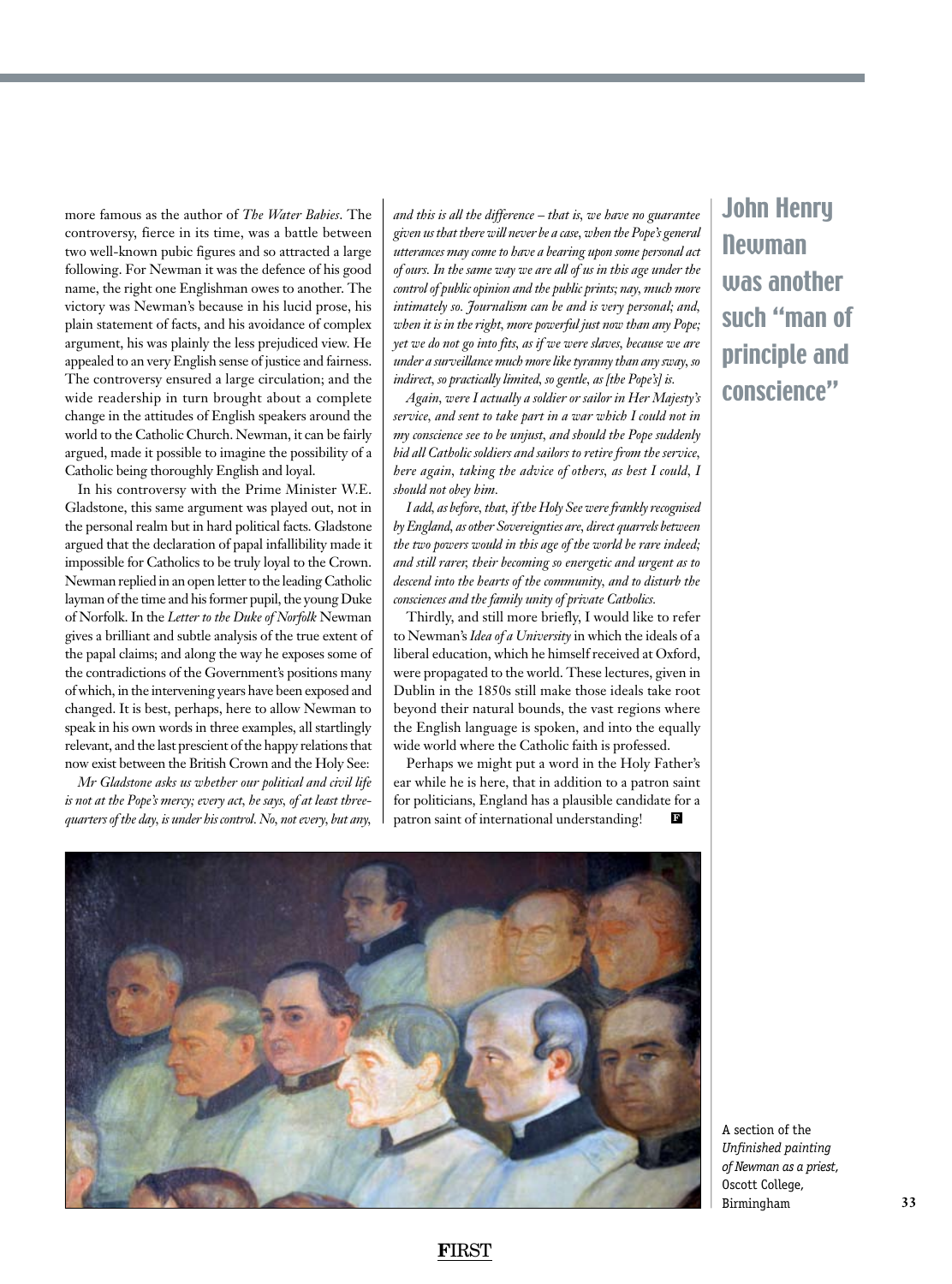more famous as the author of *The Water Babies*. The controversy, fierce in its time, was a battle between two well-known pubic figures and so attracted a large following. For Newman it was the defence of his good name, the right one Englishman owes to another. The victory was Newman's because in his lucid prose, his plain statement of facts, and his avoidance of complex argument, his was plainly the less prejudiced view. He appealed to an very English sense of justice and fairness. The controversy ensured a large circulation; and the wide readership in turn brought about a complete change in the attitudes of English speakers around the world to the Catholic Church. Newman, it can be fairly argued, made it possible to imagine the possibility of a Catholic being thoroughly English and loyal.

In his controversy with the Prime Minister W.E. Gladstone, this same argument was played out, not in the personal realm but in hard political facts. Gladstone argued that the declaration of papal infallibility made it impossible for Catholics to be truly loyal to the Crown. Newman replied in an open letter to the leading Catholic layman of the time and his former pupil, the young Duke of Norfolk. In the *Letter to the Duke of Norfolk* Newman gives a brilliant and subtle analysis of the true extent of the papal claims; and along the way he exposes some of the contradictions of the Government's positions many of which, in the intervening years have been exposed and changed. It is best, perhaps, here to allow Newman to speak in his own words in three examples, all startlingly relevant, and the last prescient of the happy relations that now exist between the British Crown and the Holy See:

*Mr Gladstone asks us whether our political and civil life is not at the Pope's mercy; every act, he says, of at least three-quarters of the day, is under his control. No, not every, but any, and this is all the difference – that is, we have no guarantee given us that there will never be a case, when the Pope's general utterances may come to have a bearing upon some personal act of ours. In the same way we are all of us in this age under the control of public opinion and the public prints; nay, much more intimately so. Journalism can be and is very personal; and, when it is in the right, more powerful just now than any Pope; yet we do not go into fits, as if we were slaves, because we are under a surveillance much more like tyranny than any sway, so indirect, so practically limited, so gentle, as [the Pope's] is.*

*Again, were I actually a soldier or sailor in Her Majesty's service, and sent to take part in a war which I could not in my conscience see to be unjust, and should the Pope suddenly bid all Catholic soldiers and sailors to retire from the service, here again, taking the advice of others, as best I could, I should not obey him.*

*I add, as before, that, if the Holy See were frankly recognised by England, as other Sovereignties are, direct quarrels between the two powers would in this age of the world be rare indeed; and still rarer, their becoming so energetic and urgent as to descend into the hearts of the community, and to disturb the consciences and the family unity of private Catholics.*

Thirdly, and still more briefly, I would like to refer to Newman's *Idea of a University* in which the ideals of a liberal education, which he himself received at Oxford, were propagated to the world. These lectures, given in Dublin in the 1850s still make those ideals take root beyond their natural bounds, the vast regions where the English language is spoken, and into the equally wide world where the Catholic faith is professed.

Perhaps we might put a word in the Holy Father's ear while he is here, that in addition to a patron saint for politicians, England has a plausible candidate for a patron saint of international understanding!

**John Henry Newman was another such "man of principle and conscience"**

A section of the *Unfinished painting of Newman as a priest,* Oscott College, Birmingham